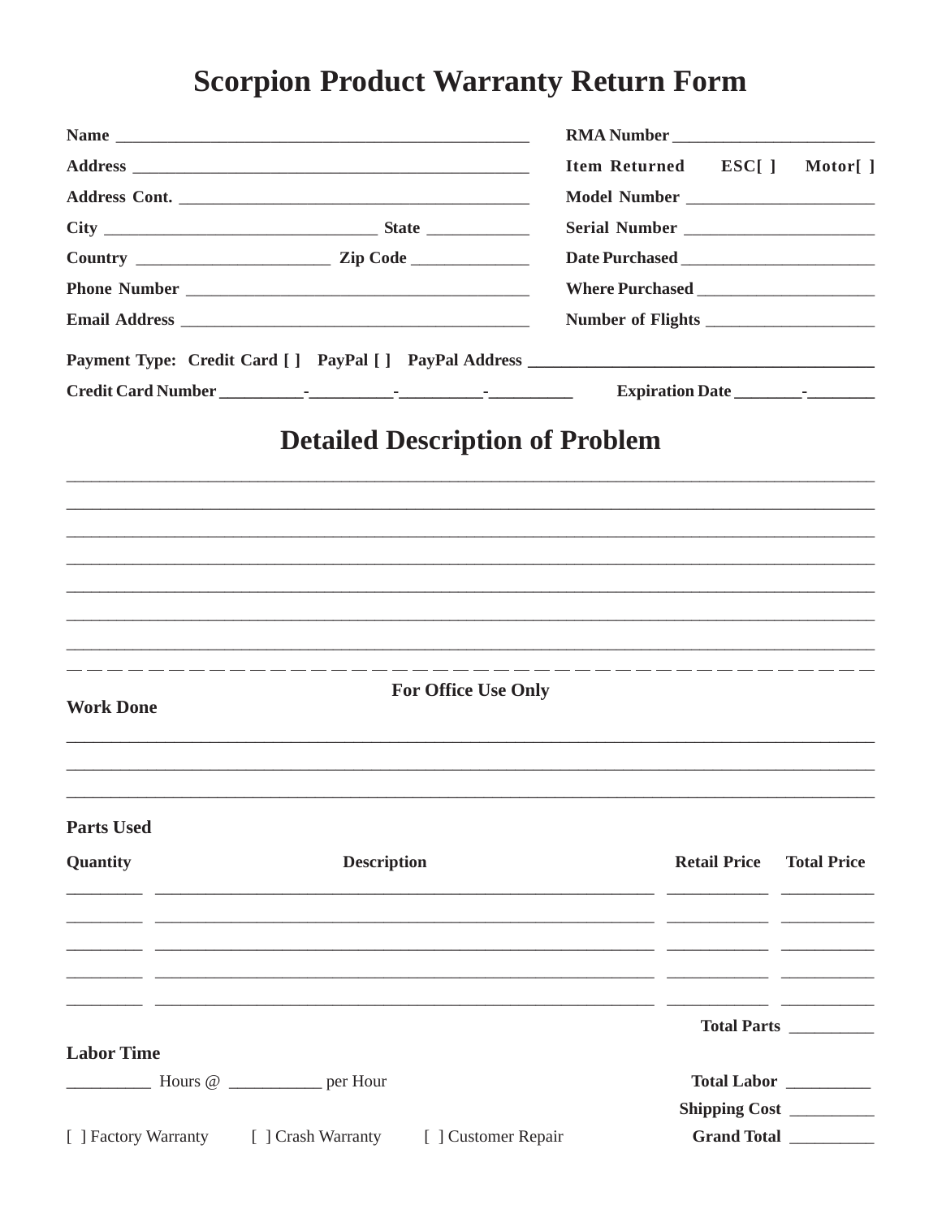# Scorpion Product Warranty Return Form

**Name** ______________________________________________

**Address** ______________________________________________

**Address Cont.** ________________________________________

**City** ______________________________ **State** ___________

**Country** ______________________ **Zip Code** _____________

**Phone Number** ________________________________________

**Email Address** ________________________________________

**RMA Number** ________________________

**Item Returned** ESC[ ] Motor[ ]

**Model Number** ______________________

**Serial Number** ______________________

**Date Purchased** _______________________

**Where Purchased** _____________________

**Number of Flights** ____________________

**Payment Type:** Credit Card [ ] PayPal [ ] PayPal Address ________________________________________

**Credit Card Number** __________-__________-__________-__________ **Expiration Date** ________-________

## Detailed Description of Problem

______________________________________________________________________________________

______________________________________________________________________________________

______________________________________________________________________________________

______________________________________________________________________________________

______________________________________________________________________________________

______________________________________________________________________________________

______________________________________________________________________________________

**For Office Use Only**

**Work Done**

______________________________________________________________________________________

______________________________________________________________________________________

______________________________________________________________________________________

**Parts Used**

| Quantity | Description | Retail Price | Total Price |
|---|---|---|---|
| ________ | ____________________________________________ | ___________ | ___________ |
| ________ | ____________________________________________ | ___________ | ___________ |
| ________ | ____________________________________________ | ___________ | ___________ |
| ________ | ____________________________________________ | ___________ | ___________ |
| ________ | ____________________________________________ | ___________ | ___________ |

**Total Parts** __________

**Labor Time**

__________ Hours @ ___________ per Hour

**Total Labor** __________

**Shipping Cost** __________

[ ] Factory Warranty [ ] Crash Warranty [ ] Customer Repair

**Grand Total** __________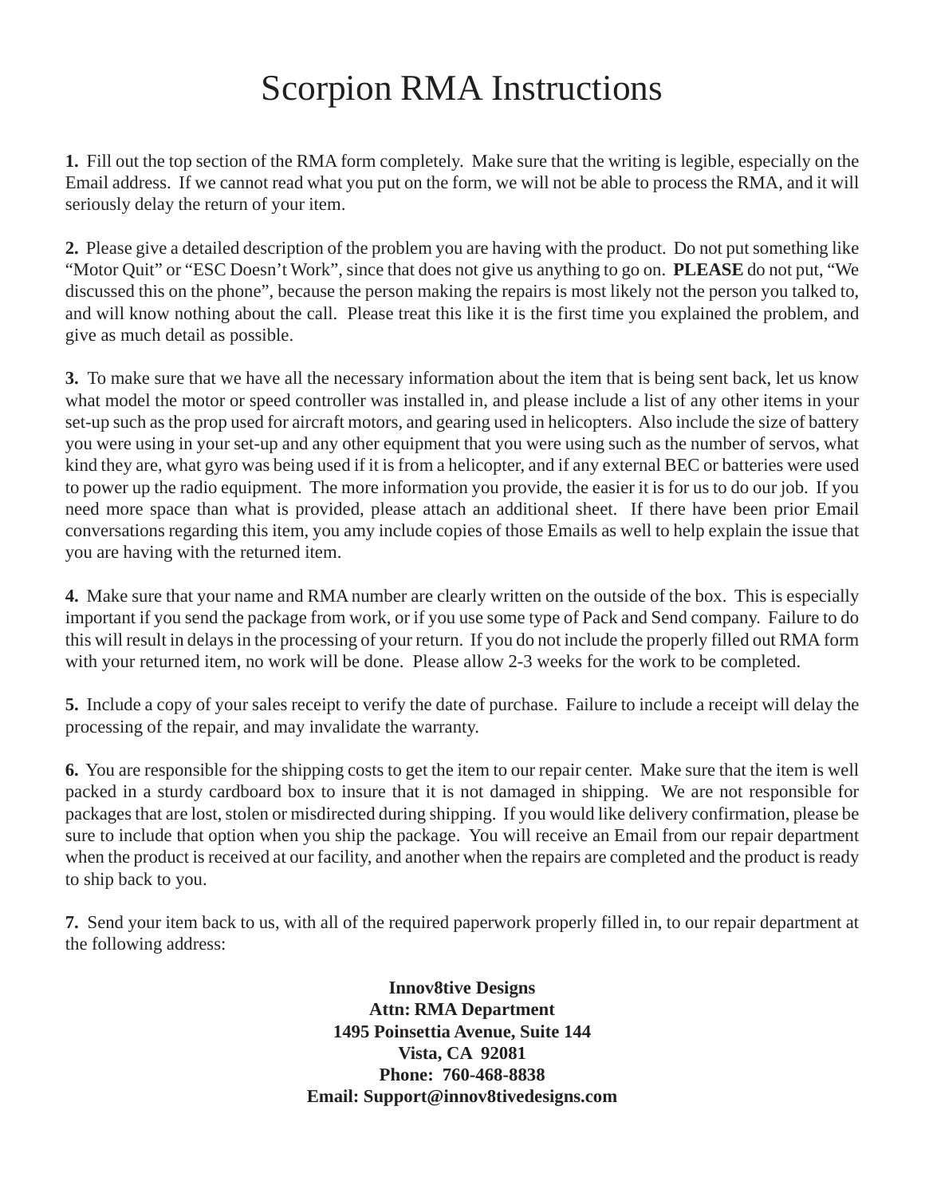# Scorpion RMA Instructions

**1.** Fill out the top section of the RMA form completely. Make sure that the writing is legible, especially on the Email address. If we cannot read what you put on the form, we will not be able to process the RMA, and it will seriously delay the return of your item.

**2.** Please give a detailed description of the problem you are having with the product. Do not put something like "Motor Quit" or "ESC Doesn't Work", since that does not give us anything to go on. **PLEASE** do not put, "We discussed this on the phone", because the person making the repairs is most likely not the person you talked to, and will know nothing about the call. Please treat this like it is the first time you explained the problem, and give as much detail as possible.

**3.** To make sure that we have all the necessary information about the item that is being sent back, let us know what model the motor or speed controller was installed in, and please include a list of any other items in your set-up such as the prop used for aircraft motors, and gearing used in helicopters. Also include the size of battery you were using in your set-up and any other equipment that you were using such as the number of servos, what kind they are, what gyro was being used if it is from a helicopter, and if any external BEC or batteries were used to power up the radio equipment. The more information you provide, the easier it is for us to do our job. If you need more space than what is provided, please attach an additional sheet. If there have been prior Email conversations regarding this item, you amy include copies of those Emails as well to help explain the issue that you are having with the returned item.

**4.** Make sure that your name and RMA number are clearly written on the outside of the box. This is especially important if you send the package from work, or if you use some type of Pack and Send company. Failure to do this will result in delays in the processing of your return. If you do not include the properly filled out RMA form with your returned item, no work will be done. Please allow 2-3 weeks for the work to be completed.

**5.** Include a copy of your sales receipt to verify the date of purchase. Failure to include a receipt will delay the processing of the repair, and may invalidate the warranty.

**6.** You are responsible for the shipping costs to get the item to our repair center. Make sure that the item is well packed in a sturdy cardboard box to insure that it is not damaged in shipping. We are not responsible for packages that are lost, stolen or misdirected during shipping. If you would like delivery confirmation, please be sure to include that option when you ship the package. You will receive an Email from our repair department when the product is received at our facility, and another when the repairs are completed and the product is ready to ship back to you.

**7.** Send your item back to us, with all of the required paperwork properly filled in, to our repair department at the following address:

**Innov8tive Designs**
**Attn: RMA Department**
**1495 Poinsettia Avenue, Suite 144**
**Vista, CA 92081**
**Phone: 760-468-8838**
**Email: Support@innov8tivedesigns.com**